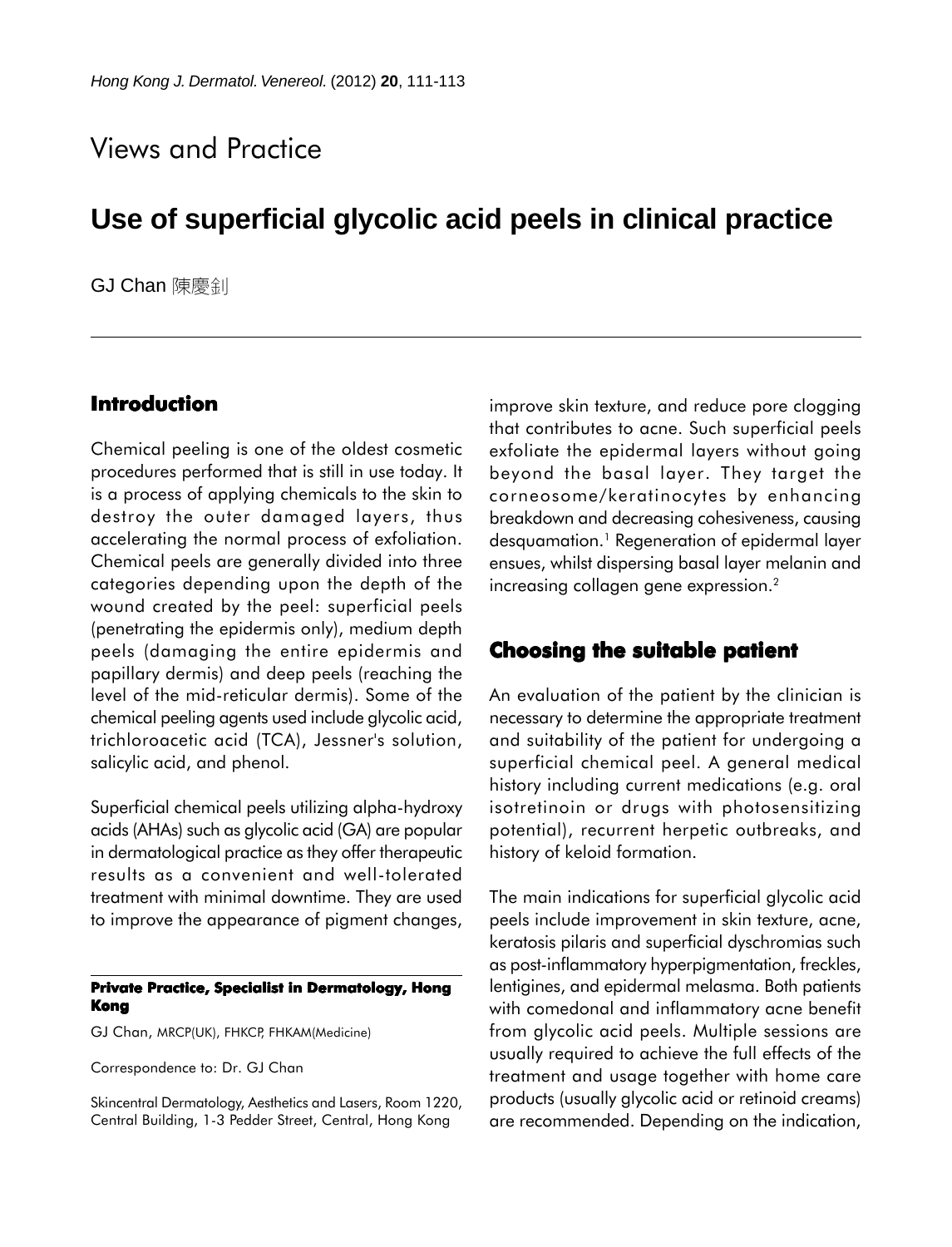Views and Practice

# Use of superficial glycolic acid peels in clinical practice

GJ Chan 陳慶釗

## Introduction

Chemical peeling is one of the oldest cosmetic procedures performed that is still in use today. It is a process of applying chemicals to the skin to destroy the outer damaged layers, thus accelerating the normal process of exfoliation. Chemical peels are generally divided into three categories depending upon the depth of the wound created by the peel: superficial peels (penetrating the epidermis only), medium depth peels (damaging the entire epidermis and papillary dermis) and deep peels (reaching the level of the mid-reticular dermis). Some of the chemical peeling agents used include glycolic acid, trichloroacetic acid (TCA), Jessner's solution, salicylic acid, and phenol.

Superficial chemical peels utilizing alpha-hydroxy acids (AHAs) such as glycolic acid (GA) are popular in dermatological practice as they offer therapeutic results as a convenient and well-tolerated treatment with minimal downtime. They are used to improve the appearance of pigment changes, improve skin texture, and reduce pore clogging that contributes to acne. Such superficial peels exfoliate the epidermal layers without going beyond the basal layer. They target the corneosome/keratinocytes by enhancing breakdown and decreasing cohesiveness, causing desquamation.[1] Regeneration of epidermal layer ensues, whilst dispersing basal layer melanin and increasing collagen gene expression.[2]

## Choosing the suitable patient

An evaluation of the patient by the clinician is necessary to determine the appropriate treatment and suitability of the patient for undergoing a superficial chemical peel. A general medical history including current medications (e.g. oral isotretinoin or drugs with photosensitizing potential), recurrent herpetic outbreaks, and history of keloid formation.

The main indications for superficial glycolic acid peels include improvement in skin texture, acne, keratosis pilaris and superficial dyschromias such as post-inflammatory hyperpigmentation, freckles, lentigines, and epidermal melasma. Both patients with comedonal and inflammatory acne benefit from glycolic acid peels. Multiple sessions are usually required to achieve the full effects of the treatment and usage together with home care products (usually glycolic acid or retinoid creams) are recommended. Depending on the indication,

---

**Private Practice, Specialist in Dermatology, Hong Kong**

GJ Chan, MRCP(UK), FHKCP, FHKAM(Medicine)

Correspondence to: Dr. GJ Chan

Skincentral Dermatology, Aesthetics and Lasers, Room 1220, Central Building, 1-3 Pedder Street, Central, Hong Kong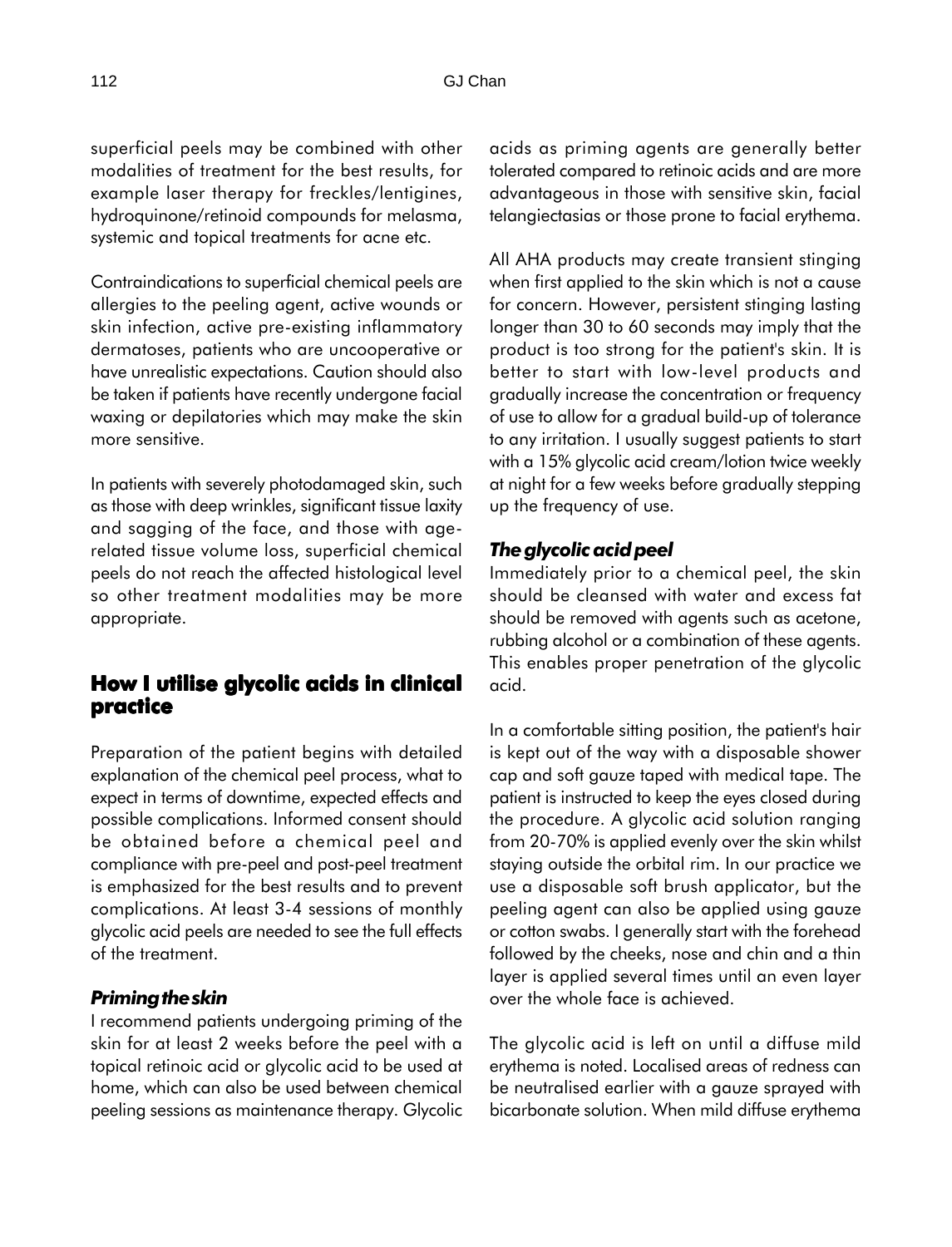superficial peels may be combined with other modalities of treatment for the best results, for example laser therapy for freckles/lentigines, hydroquinone/retinoid compounds for melasma, systemic and topical treatments for acne etc.

Contraindications to superficial chemical peels are allergies to the peeling agent, active wounds or skin infection, active pre-existing inflammatory dermatoses, patients who are uncooperative or have unrealistic expectations. Caution should also be taken if patients have recently undergone facial waxing or depilatories which may make the skin more sensitive.

In patients with severely photodamaged skin, such as those with deep wrinkles, significant tissue laxity and sagging of the face, and those with age-related tissue volume loss, superficial chemical peels do not reach the affected histological level so other treatment modalities may be more appropriate.

## How I utilise glycolic acids in clinical practice

Preparation of the patient begins with detailed explanation of the chemical peel process, what to expect in terms of downtime, expected effects and possible complications. Informed consent should be obtained before a chemical peel and compliance with pre-peel and post-peel treatment is emphasized for the best results and to prevent complications. At least 3-4 sessions of monthly glycolic acid peels are needed to see the full effects of the treatment.

### *Priming the skin*

I recommend patients undergoing priming of the skin for at least 2 weeks before the peel with a topical retinoic acid or glycolic acid to be used at home, which can also be used between chemical peeling sessions as maintenance therapy. Glycolic acids as priming agents are generally better tolerated compared to retinoic acids and are more advantageous in those with sensitive skin, facial telangiectasias or those prone to facial erythema.

All AHA products may create transient stinging when first applied to the skin which is not a cause for concern. However, persistent stinging lasting longer than 30 to 60 seconds may imply that the product is too strong for the patient's skin. It is better to start with low-level products and gradually increase the concentration or frequency of use to allow for a gradual build-up of tolerance to any irritation. I usually suggest patients to start with a 15% glycolic acid cream/lotion twice weekly at night for a few weeks before gradually stepping up the frequency of use.

### *The glycolic acid peel*

Immediately prior to a chemical peel, the skin should be cleansed with water and excess fat should be removed with agents such as acetone, rubbing alcohol or a combination of these agents. This enables proper penetration of the glycolic acid.

In a comfortable sitting position, the patient's hair is kept out of the way with a disposable shower cap and soft gauze taped with medical tape. The patient is instructed to keep the eyes closed during the procedure. A glycolic acid solution ranging from 20-70% is applied evenly over the skin whilst staying outside the orbital rim. In our practice we use a disposable soft brush applicator, but the peeling agent can also be applied using gauze or cotton swabs. I generally start with the forehead followed by the cheeks, nose and chin and a thin layer is applied several times until an even layer over the whole face is achieved.

The glycolic acid is left on until a diffuse mild erythema is noted. Localised areas of redness can be neutralised earlier with a gauze sprayed with bicarbonate solution. When mild diffuse erythema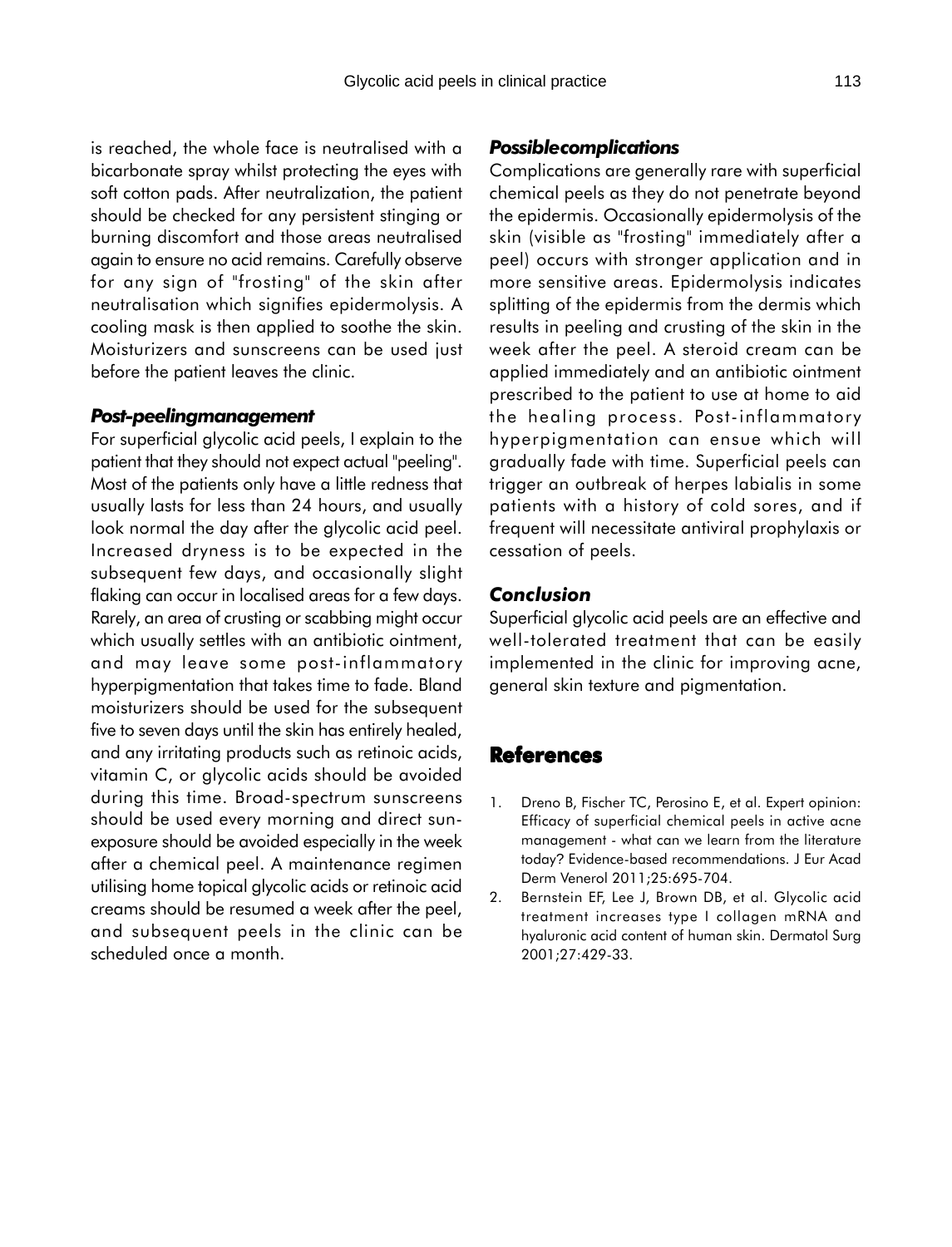is reached, the whole face is neutralised with a bicarbonate spray whilst protecting the eyes with soft cotton pads. After neutralization, the patient should be checked for any persistent stinging or burning discomfort and those areas neutralised again to ensure no acid remains. Carefully observe for any sign of "frosting" of the skin after neutralisation which signifies epidermolysis. A cooling mask is then applied to soothe the skin. Moisturizers and sunscreens can be used just before the patient leaves the clinic.

### *Post-peelingmanagement*

For superficial glycolic acid peels, I explain to the patient that they should not expect actual "peeling". Most of the patients only have a little redness that usually lasts for less than 24 hours, and usually look normal the day after the glycolic acid peel. Increased dryness is to be expected in the subsequent few days, and occasionally slight flaking can occur in localised areas for a few days. Rarely, an area of crusting or scabbing might occur which usually settles with an antibiotic ointment, and may leave some post-inflammatory hyperpigmentation that takes time to fade. Bland moisturizers should be used for the subsequent five to seven days until the skin has entirely healed, and any irritating products such as retinoic acids, vitamin C, or glycolic acids should be avoided during this time. Broad-spectrum sunscreens should be used every morning and direct sun-exposure should be avoided especially in the week after a chemical peel. A maintenance regimen utilising home topical glycolic acids or retinoic acid creams should be resumed a week after the peel, and subsequent peels in the clinic can be scheduled once a month.

### *Possiblecomplications*

Complications are generally rare with superficial chemical peels as they do not penetrate beyond the epidermis. Occasionally epidermolysis of the skin (visible as "frosting" immediately after a peel) occurs with stronger application and in more sensitive areas. Epidermolysis indicates splitting of the epidermis from the dermis which results in peeling and crusting of the skin in the week after the peel. A steroid cream can be applied immediately and an antibiotic ointment prescribed to the patient to use at home to aid the healing process. Post-inflammatory hyperpigmentation can ensue which will gradually fade with time. Superficial peels can trigger an outbreak of herpes labialis in some patients with a history of cold sores, and if frequent will necessitate antiviral prophylaxis or cessation of peels.

### *Conclusion*

Superficial glycolic acid peels are an effective and well-tolerated treatment that can be easily implemented in the clinic for improving acne, general skin texture and pigmentation.

## References

1. Dreno B, Fischer TC, Perosino E, et al. Expert opinion: Efficacy of superficial chemical peels in active acne management - what can we learn from the literature today? Evidence-based recommendations. J Eur Acad Derm Venerol 2011;25:695-704.
2. Bernstein EF, Lee J, Brown DB, et al. Glycolic acid treatment increases type I collagen mRNA and hyaluronic acid content of human skin. Dermatol Surg 2001;27:429-33.